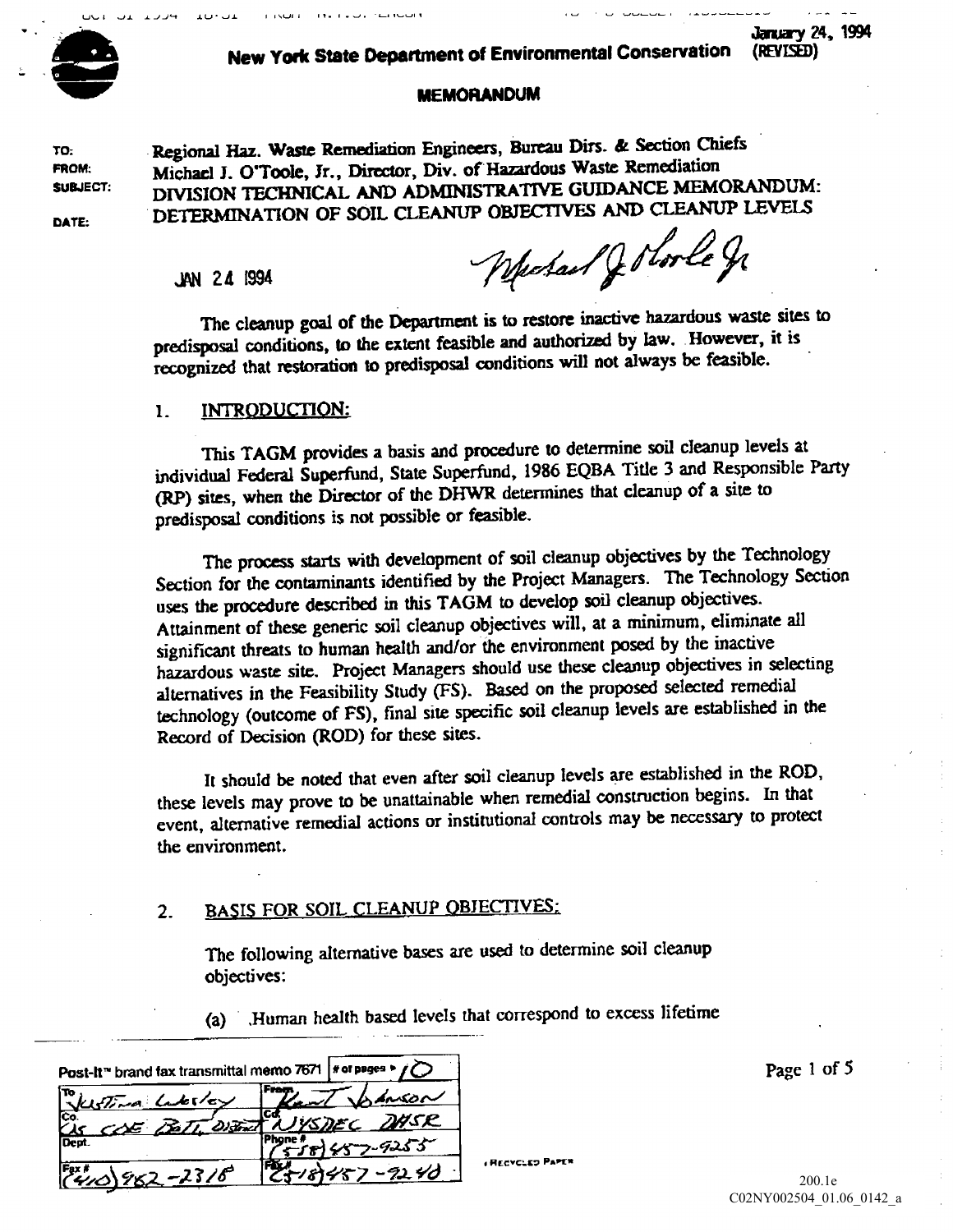January 24, 1994
(REVISED)

**New York State Department of Environmental Conservation**

**MEMORANDUM**

TO: Regional Haz. Waste Remediation Engineers, Bureau Dirs. & Section Chiefs
FROM: Michael J. O'Toole, Jr., Director, Div. of Hazardous Waste Remediation
SUBJECT: DIVISION TECHNICAL AND ADMINISTRATIVE GUIDANCE MEMORANDUM: DETERMINATION OF SOIL CLEANUP OBJECTIVES AND CLEANUP LEVELS
DATE: JAN 24 1994

Michael J. O'Toole Jr

The cleanup goal of the Department is to restore inactive hazardous waste sites to predisposal conditions, to the extent feasible and authorized by law. However, it is recognized that restoration to predisposal conditions will not always be feasible.

## 1. INTRODUCTION:

This TAGM provides a basis and procedure to determine soil cleanup levels at individual Federal Superfund, State Superfund, 1986 EQBA Title 3 and Responsible Party (RP) sites, when the Director of the DHWR determines that cleanup of a site to predisposal conditions is not possible or feasible.

The process starts with development of soil cleanup objectives by the Technology Section for the contaminants identified by the Project Managers. The Technology Section uses the procedure described in this TAGM to develop soil cleanup objectives. Attainment of these generic soil cleanup objectives will, at a minimum, eliminate all significant threats to human health and/or the environment posed by the inactive hazardous waste site. Project Managers should use these cleanup objectives in selecting alternatives in the Feasibility Study (FS). Based on the proposed selected remedial technology (outcome of FS), final site specific soil cleanup levels are established in the Record of Decision (ROD) for these sites.

It should be noted that even after soil cleanup levels are established in the ROD, these levels may prove to be unattainable when remedial construction begins. In that event, alternative remedial actions or institutional controls may be necessary to protect the environment.

## 2. BASIS FOR SOIL CLEANUP OBJECTIVES:

The following alternative bases are used to determine soil cleanup objectives:

(a) Human health based levels that correspond to excess lifetime

| Post-It™ brand fax transmittal memo 7671 | # of pages ▸ 10 |
|---|---|
| To Justina Wesley | From Kent Johnson |
| Co. US COE Balt. District | Co. NYSDEC DHSR |
| Dept. | Phone # (518) 457-9255 |
| Fax # (410) 962-2318 | Fax # (518) 457-9240 |

200.1e
C02NY002504_01.06_0142_a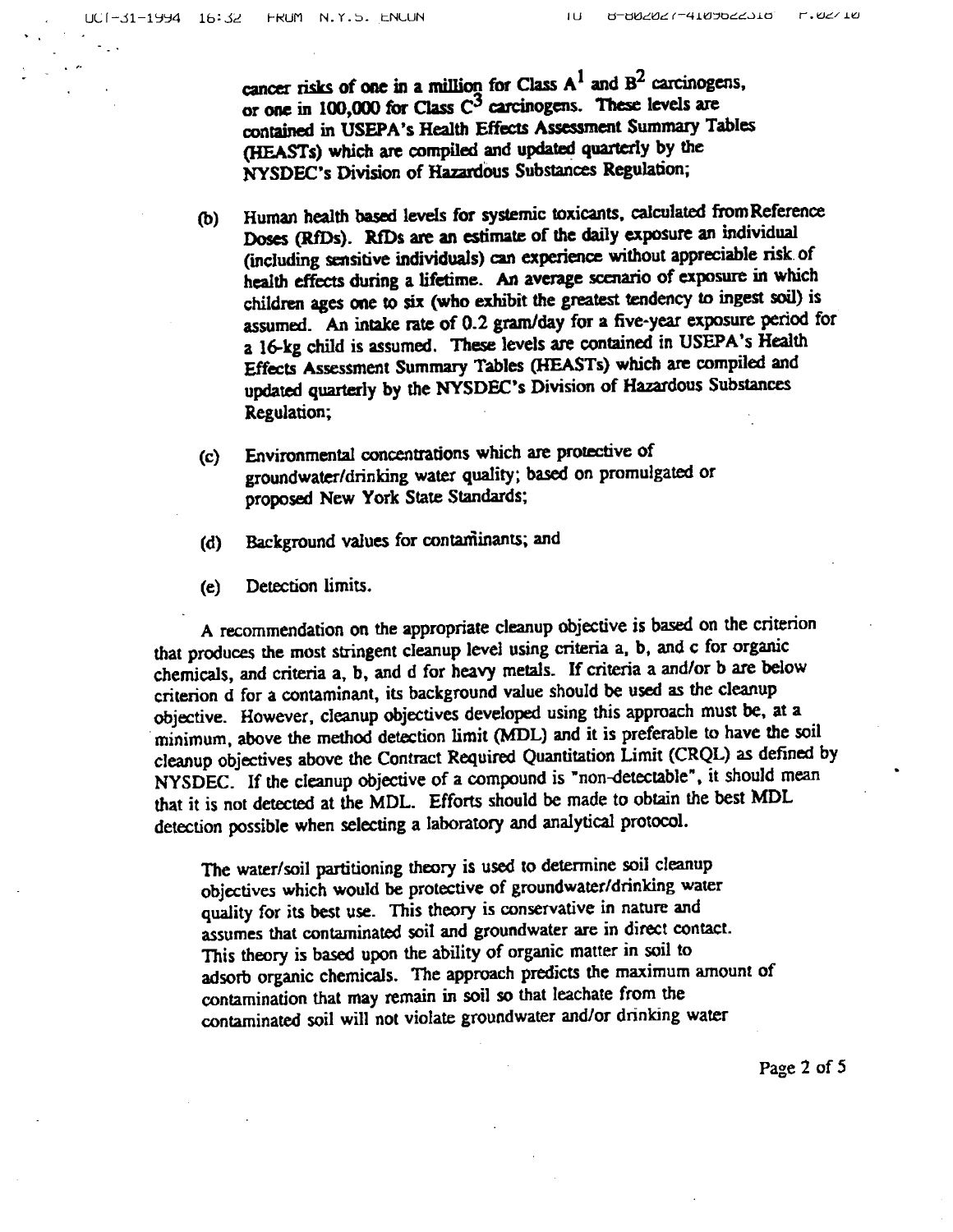cancer risks of one in a million for Class A[1] and B[2] carcinogens, or one in 100,000 for Class C[3] carcinogens. These levels are contained in USEPA's Health Effects Assessment Summary Tables (HEASTs) which are compiled and updated quarterly by the NYSDEC's Division of Hazardous Substances Regulation;

(b) Human health based levels for systemic toxicants, calculated from Reference Doses (RfDs). RfDs are an estimate of the daily exposure an individual (including sensitive individuals) can experience without appreciable risk of health effects during a lifetime. An average scenario of exposure in which children ages one to six (who exhibit the greatest tendency to ingest soil) is assumed. An intake rate of 0.2 gram/day for a five-year exposure period for a 16-kg child is assumed. These levels are contained in USEPA's Health Effects Assessment Summary Tables (HEASTs) which are compiled and updated quarterly by the NYSDEC's Division of Hazardous Substances Regulation;

(c) Environmental concentrations which are protective of groundwater/drinking water quality; based on promulgated or proposed New York State Standards;

(d) Background values for contaminants; and

(e) Detection limits.

A recommendation on the appropriate cleanup objective is based on the criterion that produces the most stringent cleanup level using criteria a, b, and c for organic chemicals, and criteria a, b, and d for heavy metals. If criteria a and/or b are below criterion d for a contaminant, its background value should be used as the cleanup objective. However, cleanup objectives developed using this approach must be, at a minimum, above the method detection limit (MDL) and it is preferable to have the soil cleanup objectives above the Contract Required Quantitation Limit (CRQL) as defined by NYSDEC. If the cleanup objective of a compound is "non-detectable", it should mean that it is not detected at the MDL. Efforts should be made to obtain the best MDL detection possible when selecting a laboratory and analytical protocol.

The water/soil partitioning theory is used to determine soil cleanup objectives which would be protective of groundwater/drinking water quality for its best use. This theory is conservative in nature and assumes that contaminated soil and groundwater are in direct contact. This theory is based upon the ability of organic matter in soil to adsorb organic chemicals. The approach predicts the maximum amount of contamination that may remain in soil so that leachate from the contaminated soil will not violate groundwater and/or drinking water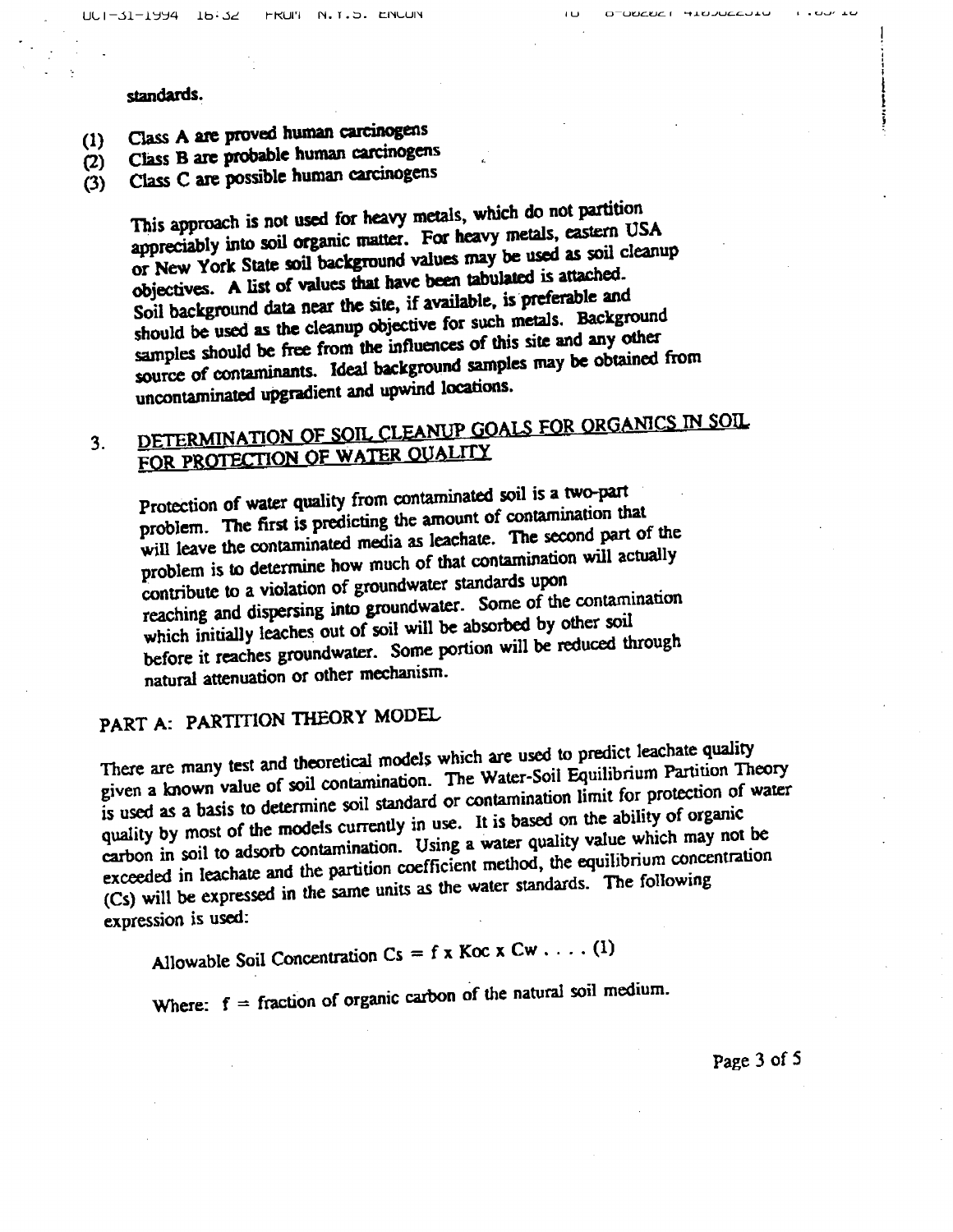standards.

(1) Class A are proved human carcinogens
(2) Class B are probable human carcinogens
(3) Class C are possible human carcinogens

This approach is not used for heavy metals, which do not partition appreciably into soil organic matter. For heavy metals, eastern USA or New York State soil background values may be used as soil cleanup objectives. A list of values that have been tabulated is attached. Soil background data near the site, if available, is preferable and should be used as the cleanup objective for such metals. Background samples should be free from the influences of this site and any other source of contaminants. Ideal background samples may be obtained from uncontaminated upgradient and upwind locations.

## 3. DETERMINATION OF SOIL CLEANUP GOALS FOR ORGANICS IN SOIL FOR PROTECTION OF WATER QUALITY

Protection of water quality from contaminated soil is a two-part problem. The first is predicting the amount of contamination that will leave the contaminated media as leachate. The second part of the problem is to determine how much of that contamination will actually contribute to a violation of groundwater standards upon reaching and dispersing into groundwater. Some of the contamination which initially leaches out of soil will be absorbed by other soil before it reaches groundwater. Some portion will be reduced through natural attenuation or other mechanism.

### PART A: PARTITION THEORY MODEL

There are many test and theoretical models which are used to predict leachate quality given a known value of soil contamination. The Water-Soil Equilibrium Partition Theory is used as a basis to determine soil standard or contamination limit for protection of water quality by most of the models currently in use. It is based on the ability of organic carbon in soil to adsorb contamination. Using a water quality value which may not be exceeded in leachate and the partition coefficient method, the equilibrium concentration ($C_s$) will be expressed in the same units as the water standards. The following expression is used:

Allowable Soil Concentration $C_s = f \times K_{oc} \times C_w$ . . . . (1)

Where: $f$ = fraction of organic carbon of the natural soil medium.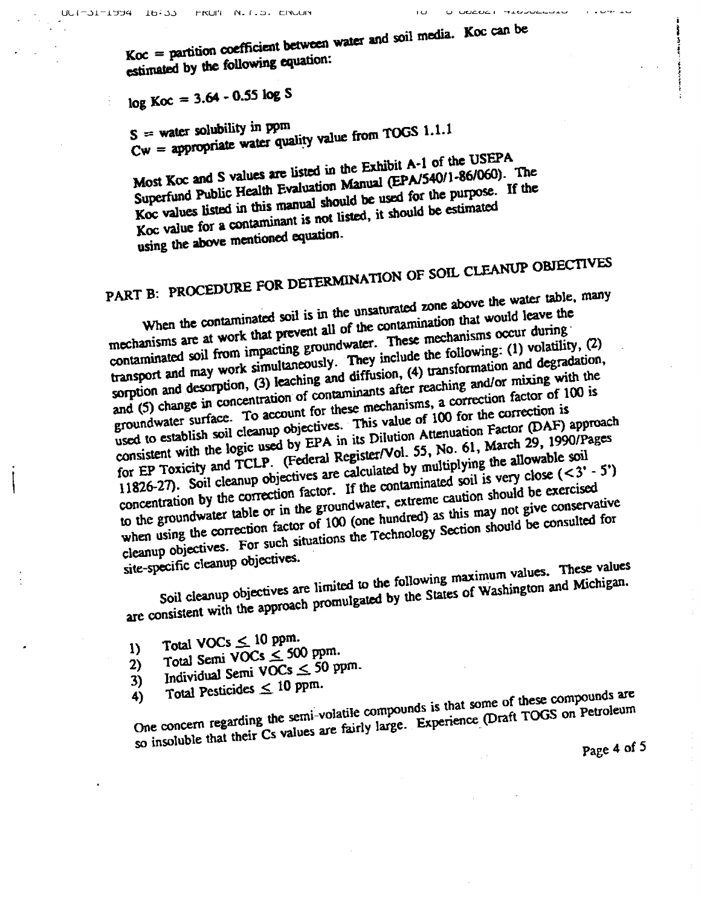Koc = partition coefficient between water and soil media. Koc can be estimated by the following equation:

$$\log K_{oc} = 3.64 - 0.55 \log S$$

S = water solubility in ppm
Cw = appropriate water quality value from TOGS 1.1.1

Most Koc and S values are listed in the Exhibit A-1 of the USEPA Superfund Public Health Evaluation Manual (EPA/540/1-86/060). The Koc values listed in this manual should be used for the purpose. If the Koc value for a contaminant is not listed, it should be estimated using the above mentioned equation.

## PART B: PROCEDURE FOR DETERMINATION OF SOIL CLEANUP OBJECTIVES

When the contaminated soil is in the unsaturated zone above the water table, many mechanisms are at work that prevent all of the contamination that would leave the contaminated soil from impacting groundwater. These mechanisms occur during transport and may work simultaneously. They include the following: (1) volatility, (2) sorption and desorption, (3) leaching and diffusion, (4) transformation and degradation, and (5) change in concentration of contaminants after reaching and/or mixing with the groundwater surface. To account for these mechanisms, a correction factor of 100 is used to establish soil cleanup objectives. This value of 100 for the correction is consistent with the logic used by EPA in its Dilution Attenuation Factor (DAF) approach for EP Toxicity and TCLP. (Federal Register/Vol. 55, No. 61, March 29, 1990/Pages 11826-27). Soil cleanup objectives are calculated by multiplying the allowable soil concentration by the correction factor. If the contaminated soil is very close (<3' - 5') to the groundwater table or in the groundwater, extreme caution should be exercised when using the correction factor of 100 (one hundred) as this may not give conservative cleanup objectives. For such situations the Technology Section should be consulted for site-specific cleanup objectives.

Soil cleanup objectives are limited to the following maximum values. These values are consistent with the approach promulgated by the States of Washington and Michigan.

1) Total VOCs ≤ 10 ppm.
2) Total Semi VOCs ≤ 500 ppm.
3) Individual Semi VOCs ≤ 50 ppm.
4) Total Pesticides ≤ 10 ppm.

One concern regarding the semi-volatile compounds is that some of these compounds are so insoluble that their Cs values are fairly large. Experience (Draft TOGS on Petroleum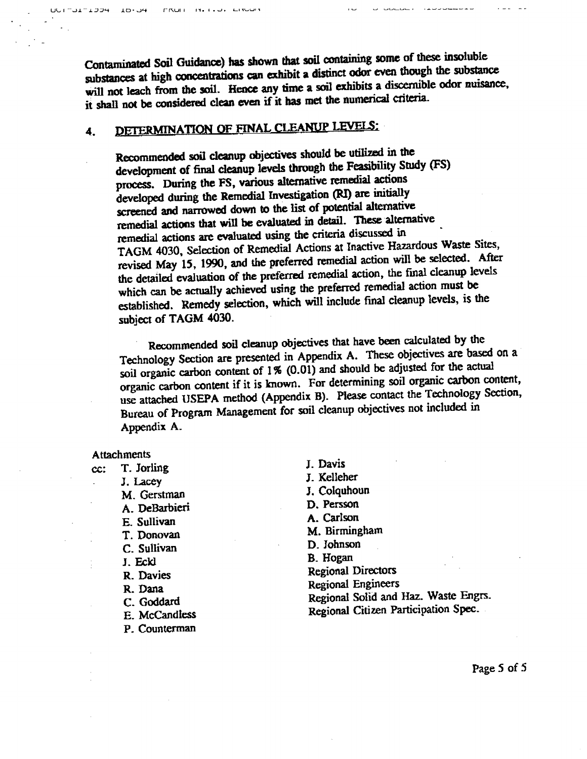Contaminated Soil Guidance) has shown that soil containing some of these insoluble substances at high concentrations can exhibit a distinct odor even though the substance will not leach from the soil. Hence any time a soil exhibits a discernible odor nuisance, it shall not be considered clean even if it has met the numerical criteria.

## 4. DETERMINATION OF FINAL CLEANUP LEVELS:

Recommended soil cleanup objectives should be utilized in the development of final cleanup levels through the Feasibility Study (FS) process. During the FS, various alternative remedial actions developed during the Remedial Investigation (RI) are initially screened and narrowed down to the list of potential alternative remedial actions that will be evaluated in detail. These alternative remedial actions are evaluated using the criteria discussed in TAGM 4030, Selection of Remedial Actions at Inactive Hazardous Waste Sites, revised May 15, 1990, and the preferred remedial action will be selected. After the detailed evaluation of the preferred remedial action, the final cleanup levels which can be actually achieved using the preferred remedial action must be established. Remedy selection, which will include final cleanup levels, is the subject of TAGM 4030.

Recommended soil cleanup objectives that have been calculated by the Technology Section are presented in Appendix A. These objectives are based on a soil organic carbon content of 1% (0.01) and should be adjusted for the actual organic carbon content if it is known. For determining soil organic carbon content, use attached USEPA method (Appendix B). Please contact the Technology Section, Bureau of Program Management for soil cleanup objectives not included in Appendix A.

Attachments

cc: T. Jorling
J. Lacey
M. Gerstman
A. DeBarbieri
E. Sullivan
T. Donovan
C. Sullivan
J. Eckl
R. Davies
R. Dana
C. Goddard
E. McCandless
P. Counterman
J. Davis
J. Kelleher
J. Colquhoun
D. Persson
A. Carlson
M. Birmingham
D. Johnson
B. Hogan
Regional Directors
Regional Engineers
Regional Solid and Haz. Waste Engrs.
Regional Citizen Participation Spec.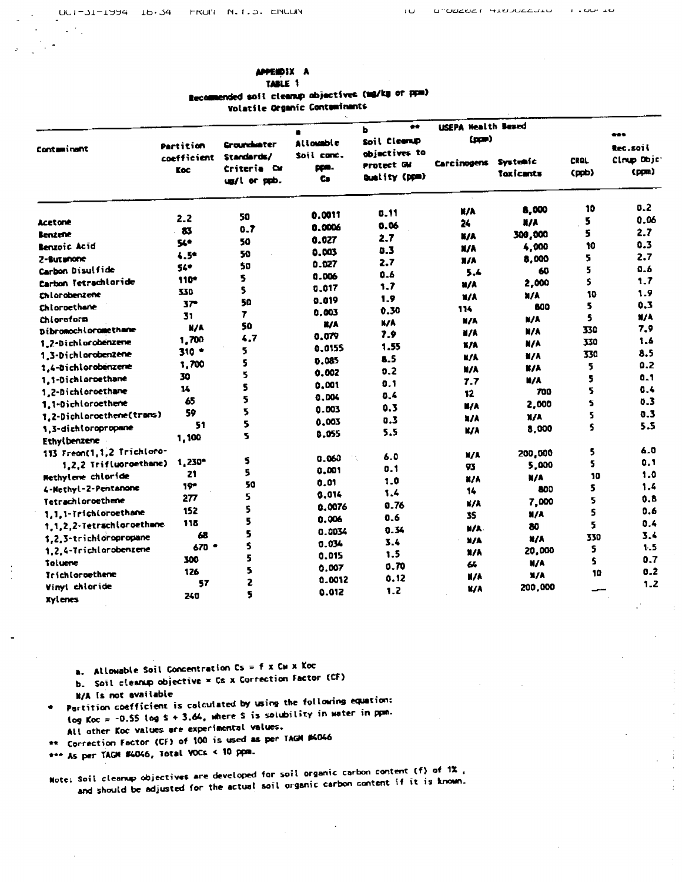## APPENDIX A

### TABLE 1

### Recommended soil cleanup objectives (mg/kg or ppm)

### Volatile Organic Contaminants

| Contaminant | Partition coefficient Koc | Groundwater Standards/ Criteria Cw ug/l or ppb. | a Allowable Soil conc. ppm. Cs | b ** Soil Cleanup objectives to Protect GW Quality (ppm) | USEPA Health Based (ppm) Carcinogens | Systemic Toxicants | CRQL (ppb) | *** Rec.soil Clnup Objc (ppm) |
|---|---|---|---|---|---|---|---|---|
| Acetone | 2.2 | 50 | 0.0011 | 0.11 | N/A | 8,000 | 10 | 0.2 |
| Benzene | 83 | 0.7 | 0.0006 | 0.06 | 24 | N/A | 5 | 0.06 |
| Benzoic Acid | 54* | 50 | 0.027 | 2.7 | N/A | 300,000 | 5 | 2.7 |
| 2-Butanone | 4.5* | 50 | 0.003 | 0.3 | N/A | 4,000 | 10 | 0.3 |
| Carbon Disulfide | 54* | 50 | 0.027 | 2.7 | N/A | 8,000 | 5 | 2.7 |
| Carbon Tetrachloride | 110* | 5 | 0.006 | 0.6 | 5.4 | 60 | 5 | 0.6 |
| Chlorobenzene | 330 | 5 | 0.017 | 1.7 | N/A | 2,000 | 5 | 1.7 |
| Chloroethane | 37* | 50 | 0.019 | 1.9 | N/A | N/A | 10 | 1.9 |
| Chloroform | 31 | 7 | 0.003 | 0.30 | 114 | 800 | 5 | 0.3 |
| Dibromochloromethane | N/A | 50 | N/A | N/A | N/A | N/A | 5 | N/A |
| 1,2-Dichlorobenzene | 1,700 | 4.7 | 0.079 | 7.9 | N/A | N/A | 330 | 7.9 |
| 1,3-Dichlorobenzene | 310 * | 5 | 0.0155 | 1.55 | N/A | N/A | 330 | 1.6 |
| 1,4-Dichlorobenzene | 1,700 | 5 | 0.085 | 8.5 | N/A | N/A | 330 | 8.5 |
| 1,1-Dichloroethane | 30 | 5 | 0.002 | 0.2 | N/A | N/A | 5 | 0.2 |
| 1,2-Dichloroethane | 14 | 5 | 0.001 | 0.1 | 7.7 | N/A | 5 | 0.1 |
| 1,1-Dichloroethene | 65 | 5 | 0.004 | 0.4 | 12 | 700 | 5 | 0.4 |
| 1,2-Dichloroethene(trans) | 59 | 5 | 0.003 | 0.3 | N/A | 2,000 | 5 | 0.3 |
| 1,3-dichloropropane | 51 | 5 | 0.003 | 0.3 | N/A | N/A | 5 | 0.3 |
| Ethylbenzene | 1,100 | 5 | 0.055 | 5.5 | N/A | 8,000 | 5 | 5.5 |
| 113 Freon(1,1,2 Trichloro-1,2,2 Trifluoroethane) | 1,230* | 5 | 0.060 | 6.0 | N/A | 200,000 | 5 | 6.0 |
| Methylene chloride | 21 | 5 | 0.001 | 0.1 | 93 | 5,000 | 5 | 0.1 |
| 4-Methyl-2-Pentanone | 19* | 50 | 0.01 | 1.0 | N/A | N/A | 10 | 1.0 |
| Tetrachloroethene | 277 | 5 | 0.014 | 1.4 | 14 | 800 | 5 | 1.4 |
| 1,1,1-Trichloroethane | 152 | 5 | 0.0076 | 0.76 | N/A | 7,000 | 5 | 0.8 |
| 1,1,2,2-Tetrachloroethane | 118 | 5 | 0.006 | 0.6 | 35 | N/A | 5 | 0.6 |
| 1,2,3-trichloropropane | 68 | 5 | 0.0034 | 0.34 | N/A | 80 | 5 | 0.4 |
| 1,2,4-Trichlorobenzene | 670 * | 5 | 0.034 | 3.4 | N/A | N/A | 330 | 3.4 |
| Toluene | 300 | 5 | 0.015 | 1.5 | N/A | 20,000 | 5 | 1.5 |
| Trichloroethene | 126 | 5 | 0.007 | 0.70 | 64 | N/A | 5 | 0.7 |
| Vinyl chloride | 57 | 2 | 0.0012 | 0.12 | N/A | N/A | 10 | 0.2 |
| Xylenes | 240 | 5 | 0.012 | 1.2 | N/A | 200,000 | — | 1.2 |

a. Allowable Soil Concentration $Cs = f \times Cw \times Koc$

b. Soil cleanup objective = Cs x Correction Factor (CF)

N/A is not available

\* Partition coefficient is calculated by using the following equation: $\log Koc = -0.55 \log S + 3.64$, where S is solubility in water in ppm. All other Koc values are experimental values.

\*\* Correction Factor (CF) of 100 is used as per TAGM #4046

\*\*\* As per TAGM #4046, Total VOCs < 10 ppm.

Note: Soil cleanup objectives are developed for soil organic carbon content (f) of 1%, and should be adjusted for the actual soil organic carbon content if it is known.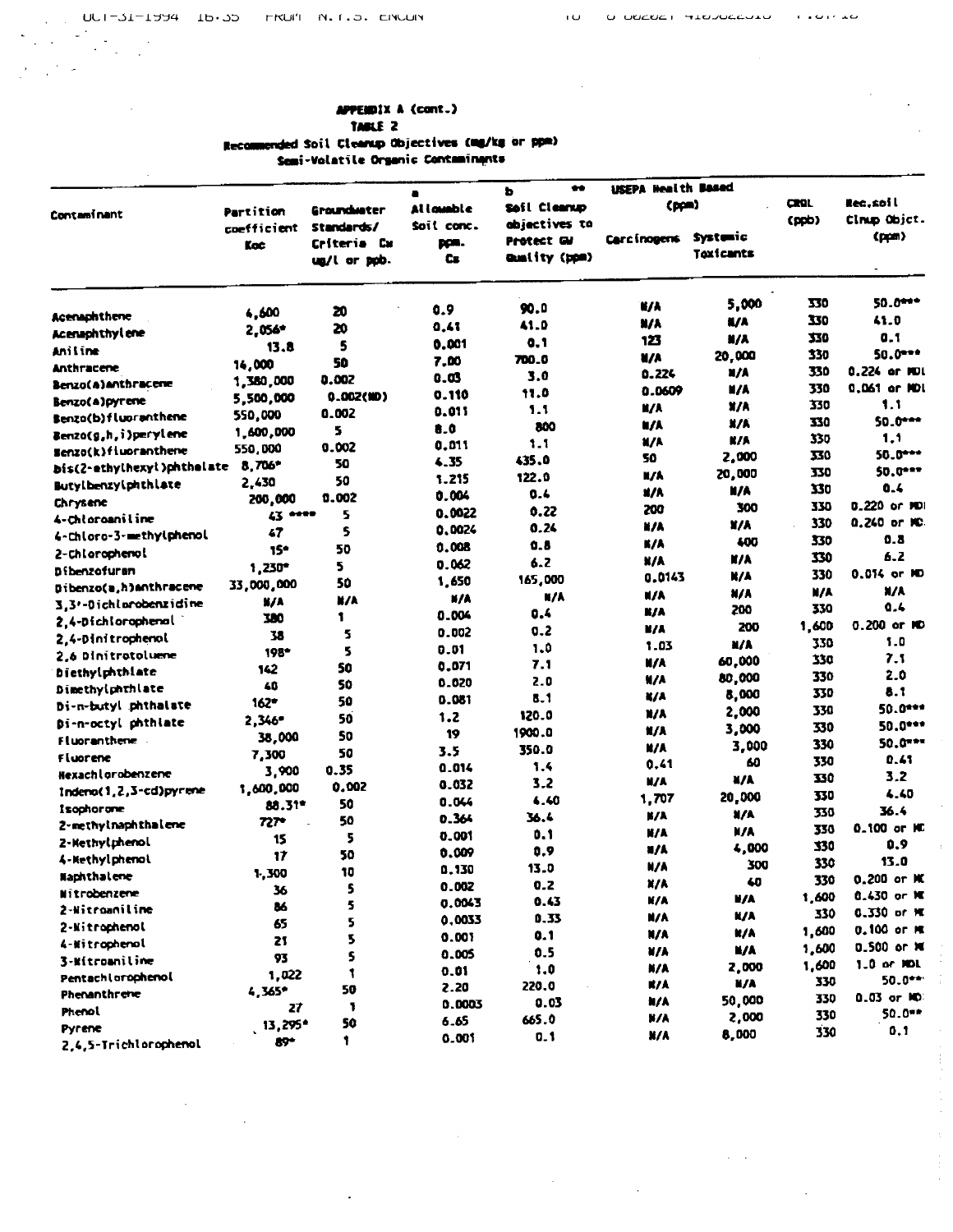## APPENDIX A (cont.)

### TABLE 2

### Recommended Soil Cleanup Objectives (mg/kg or ppm)

### Semi-Volatile Organic Contaminants

| Contaminant | Partition coefficient Koc | Groundwater Standards/ Criteria Cw ug/l or ppb. | a Allowable Soil conc. ppm. Cs | b ** Soil Cleanup objectives to Protect GW Quality (ppm) | USEPA Health Based (ppm) Carcinogens | Systemic Toxicants | CRQL (ppb) | Rec.soil Clnup Objct. (ppm) |
|---|---|---|---|---|---|---|---|---|
| Acenaphthene | 4,600 | 20 | 0.9 | 90.0 | N/A | 5,000 | 330 | 50.0*** |
| Acenaphthylene | 2,056* | 20 | 0.41 | 41.0 | N/A | N/A | 330 | 41.0 |
| Aniline | 13.8 | 5 | 0.001 | 0.1 | 123 | N/A | 330 | 0.1 |
| Anthracene | 14,000 | 50 | 7.00 | 700.0 | N/A | 20,000 | 330 | 50.0*** |
| Benzo(a)anthracene | 1,380,000 | 0.002 | 0.03 | 3.0 | 0.224 | N/A | 330 | 0.224 or MDL |
| Benzo(a)pyrene | 5,500,000 | 0.002(ND) | 0.110 | 11.0 | 0.0609 | N/A | 330 | 0.061 or MDL |
| Benzo(b)fluoranthene | 550,000 | 0.002 | 0.011 | 1.1 | N/A | N/A | 330 | 1.1 |
| Benzo(g,h,i)perylene | 1,600,000 | 5 | 8.0 | 800 | N/A | N/A | 330 | 50.0*** |
| Benzo(k)fluoranthene | 550,000 | 0.002 | 0.011 | 1.1 | N/A | N/A | 330 | 1.1 |
| bis(2-ethylhexyl)phthalate | 8,706* | 50 | 4.35 | 435.0 | 50 | 2,000 | 330 | 50.0*** |
| Butylbenzylphthlate | 2,430 | 50 | 1.215 | 122.0 | N/A | 20,000 | 330 | 50.0*** |
| Chrysene | 200,000 | 0.002 | 0.004 | 0.4 | N/A | N/A | 330 | 0.4 |
| 4-Chloroaniline | 43 **** | 5 | 0.0022 | 0.22 | 200 | 300 | 330 | 0.220 or MDL |
| 4-Chloro-3-methylphenol | 47 | 5 | 0.0024 | 0.24 | N/A | N/A | 330 | 0.240 or MDL |
| 2-Chlorophenol | 15* | 50 | 0.008 | 0.8 | N/A | 400 | 330 | 0.8 |
| Dibenzofuran | 1,230* | 5 | 0.062 | 6.2 | N/A | N/A | 330 | 6.2 |
| Dibenzo(a,h)anthracene | 33,000,000 | 50 | 1,650 | 165,000 | 0.0143 | N/A | 330 | 0.014 or MDL |
| 3,3'-Dichlorobenzidine | N/A | N/A | N/A | N/A | N/A | N/A | N/A | N/A |
| 2,4-Dichlorophenol | 380 | 1 | 0.004 | 0.4 | N/A | 200 | 330 | 0.4 |
| 2,4-Dinitrophenol | 38 | 5 | 0.002 | 0.2 | N/A | 200 | 1,600 | 0.200 or MDL |
| 2,6 Dinitrotoluene | 198* | 5 | 0.01 | 1.0 | 1.03 | N/A | 330 | 1.0 |
| Diethylphthlate | 142 | 50 | 0.071 | 7.1 | N/A | 60,000 | 330 | 7.1 |
| Dimethylphthlate | 40 | 50 | 0.020 | 2.0 | N/A | 80,000 | 330 | 2.0 |
| Di-n-butyl phthalate | 162* | 50 | 0.081 | 8.1 | N/A | 8,000 | 330 | 8.1 |
| Di-n-octyl phthlate | 2,346* | 50 | 1.2 | 120.0 | N/A | 2,000 | 330 | 50.0*** |
| Fluoranthene | 38,000 | 50 | 19 | 1900.0 | N/A | 3,000 | 330 | 50.0*** |
| Fluorene | 7,300 | 50 | 3.5 | 350.0 | N/A | 3,000 | 330 | 50.0*** |
| Hexachlorobenzene | 3,900 | 0.35 | 0.014 | 1.4 | 0.41 | 60 | 330 | 0.41 |
| Indeno(1,2,3-cd)pyrene | 1,600,000 | 0.002 | 0.032 | 3.2 | N/A | N/A | 330 | 3.2 |
| Isophorone | 88.31* | 50 | 0.044 | 4.40 | 1,707 | 20,000 | 330 | 4.40 |
| 2-methylnaphthalene | 727* | 50 | 0.364 | 36.4 | N/A | N/A | 330 | 36.4 |
| 2-Methylphenol | 15 | 5 | 0.001 | 0.1 | N/A | N/A | 330 | 0.100 or MDL |
| 4-Methylphenol | 17 | 50 | 0.009 | 0.9 | N/A | 4,000 | 330 | 0.9 |
| Naphthalene | 1,300 | 10 | 0.130 | 13.0 | N/A | 300 | 330 | 13.0 |
| Nitrobenzene | 36 | 5 | 0.002 | 0.2 | N/A | 40 | 330 | 0.200 or MDL |
| 2-Nitroaniline | 86 | 5 | 0.0043 | 0.43 | N/A | N/A | 1,600 | 0.430 or MDL |
| 2-Nitrophenol | 65 | 5 | 0.0033 | 0.33 | N/A | N/A | 330 | 0.330 or MDL |
| 4-Nitrophenol | 21 | 5 | 0.001 | 0.1 | N/A | N/A | 1,600 | 0.100 or MDL |
| 3-Nitroaniline | 93 | 5 | 0.005 | 0.5 | N/A | N/A | 1,600 | 0.500 or MDL |
| Pentachlorophenol | 1,022 | 1 | 0.01 | 1.0 | N/A | 2,000 | 1,600 | 1.0 or MDL |
| Phenanthrene | 4,365* | 50 | 2.20 | 220.0 | N/A | N/A | 330 | 50.0*** |
| Phenol | 27 | 1 | 0.0003 | 0.03 | N/A | 50,000 | 330 | 0.03 or MDL |
| Pyrene | 13,295* | 50 | 6.65 | 665.0 | N/A | 2,000 | 330 | 50.0*** |
| 2,4,5-Trichlorophenol | 89* | 1 | 0.001 | 0.1 | N/A | 8,000 | 330 | 0.1 |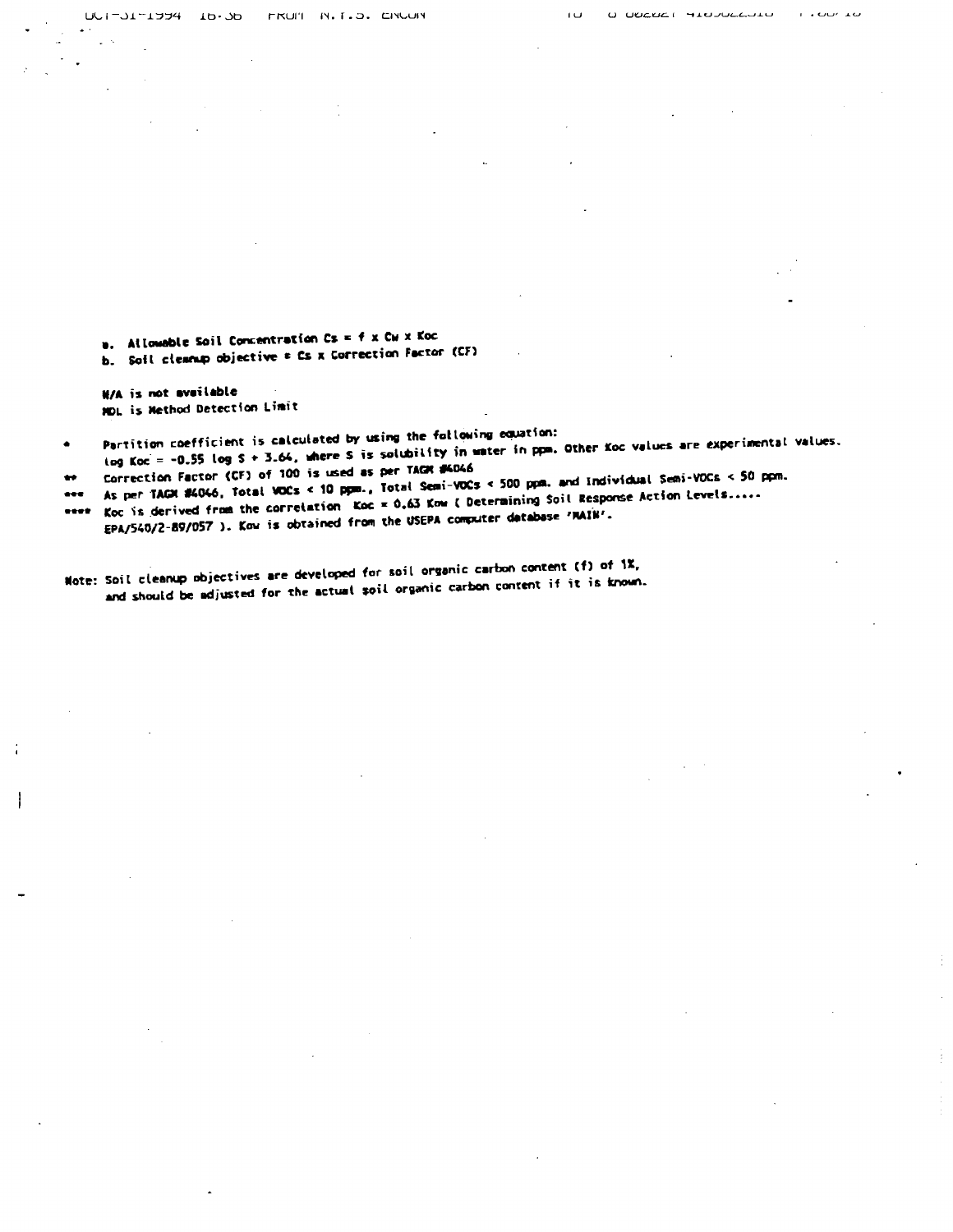a. Allowable Soil Concentration $Cs = f \times Cw \times Koc$
b. Soil cleanup objective = $Cs \times$ Correction Factor (CF)

N/A is not available
MDL is Method Detection Limit

\* Partition coefficient is calculated by using the following equation:
$\log Koc = -0.55 \log S + 3.64$, where S is solubility in water in ppm. Other Koc values are experimental values.

\*\* Correction Factor (CF) of 100 is used as per TAGM #4046

\*\*\* As per TAGM #4046, Total VOCs < 10 ppm., Total Semi-VOCs < 500 ppm. and Individual Semi-VOCs < 50 ppm.

\*\*\*\* Koc is derived from the correlation $Koc = 0.63$ Kow ( Determining Soil Response Action Levels.....
EPA/540/2-89/057 ). Kow is obtained from the USEPA computer database 'MAIN'.

Note: Soil cleanup objectives are developed for soil organic carbon content (f) of 1%, and should be adjusted for the actual soil organic carbon content if it is known.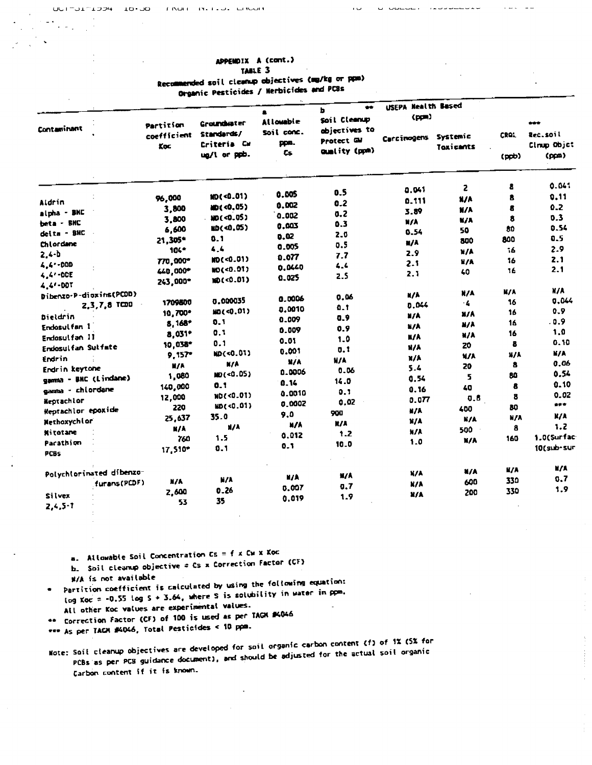APPENDIX A (cont.)

TABLE 3

Recommended soil cleanup objectives (mg/kg or ppm)

Organic Pesticides / Herbicides and PCBs

| Contaminant | Partition coefficient Koc | Groundwater Standards/ Criteria Cw ug/l or ppb. | a Allowable Soil conc. ppm. Cs | b ** Soil Cleanup objectives to Protect GW Quality (ppm) | USEPA Health Based (ppm) | | CRQL (ppb) | *** Rec.soil Clnup Objct (ppm) |
|---|---|---|---|---|---|---|---|---|
| | | | | | Carcinogens | Systemic Toxicants | | |
| Aldrin | 96,000 | ND(<0.01) | 0.005 | 0.5 | 0.041 | 2 | 8 | 0.041 |
| alpha - BHC | 3,800 | ND(<0.05) | 0.002 | 0.2 | 0.111 | N/A | 8 | 0.11 |
| beta - BHC | 3,800 | ND(<0.05) | 0.002 | 0.2 | 3.89 | N/A | 8 | 0.2 |
| delta - BHC | 6,600 | ND(<0.05) | 0.003 | 0.3 | N/A | N/A | 8 | 0.3 |
| Chlordane | 21,305* | 0.1 | 0.02 | 2.0 | 0.54 | 50 | 80 | 0.54 |
| 2,4-D | 104* | 4.4 | 0.005 | 0.5 | N/A | 800 | 800 | 0.5 |
| 4,4'-DDD | 770,000* | ND(<0.01) | 0.077 | 7.7 | 2.9 | N/A | 16 | 2.9 |
| 4,4'-DDE | 440,000* | ND(<0.01) | 0.0440 | 4.4 | 2.1 | N/A | 16 | 2.1 |
| 4,4'-DDT | 243,000* | ND(<0.01) | 0.025 | 2.5 | 2.1 | 40 | 16 | 2.1 |
| Dibenzo-P-dioxins(PCDD) 2,3,7,8 TCDD | 1709800 | 0.000035 | 0.0006 | 0.06 | N/A | N/A | N/A | N/A |
| Dieldrin | 10,700* | ND(<0.01) | 0.0010 | 0.1 | 0.044 | 4 | 16 | 0.044 |
| Endosulfan I | 8,168* | 0.1 | 0.009 | 0.9 | N/A | N/A | 16 | 0.9 |
| Endosulfan II | 8,031* | 0.1 | 0.009 | 0.9 | N/A | N/A | 16 | 0.9 |
| Endosulfan Sulfate | 10,038* | 0.1 | 0.01 | 1.0 | N/A | N/A | 16 | 1.0 |
| Endrin | 9,157* | ND(<0.01) | 0.001 | 0.1 | N/A | 20 | 8 | 0.10 |
| Endrin keytone | N/A | N/A | N/A | N/A | N/A | N/A | N/A | N/A |
| gamma - BHC (Lindane) | 1,080 | ND(<0.05) | 0.0006 | 0.06 | 5.4 | 20 | 8 | 0.06 |
| gamma - chlordane | 140,000 | 0.1 | 0.14 | 14.0 | 0.54 | 5 | 80 | 0.54 |
| Heptachlor | 12,000 | ND(<0.01) | 0.0010 | 0.1 | 0.16 | 40 | 8 | 0.10 |
| Heptachlor epoxide | 220 | ND(<0.01) | 0.0002 | 0.02 | 0.077 | 0.8 | 8 | 0.02 |
| Methoxychlor | 25,637 | 35.0 | 9.0 | 900 | N/A | 400 | 80 | *** |
| Mitotane | N/A | N/A | N/A | N/A | N/A | N/A | N/A | N/A |
| Parathion | 760 | 1.5 | 0.012 | 1.2 | N/A | 500 | 8 | 1.2 |
| PCBs | 17,510* | 0.1 | 0.1 | 10.0 | 1.0 | N/A | 160 | 1.0(Surface) 10(sub-surface) |
| Polychlorinated dibenzo-furans(PCDF) | N/A | N/A | N/A | N/A | N/A | N/A | N/A | N/A |
| Silvex | 2,600 | 0.26 | 0.007 | 0.7 | N/A | 600 | 330 | 0.7 |
| 2,4,5-T | 53 | 35 | 0.019 | 1.9 | N/A | 200 | 330 | 1.9 |

a. Allowable Soil Concentration $Cs = f \times Cw \times Koc$

b. Soil cleanup objective = Cs x Correction Factor (CF)

N/A is not available

\* Partition coefficient is calculated by using the following equation:
$\log Koc = -0.55 \log S + 3.64$, where S is solubility in water in ppm.
All other Koc values are experimental values.

\** Correction Factor (CF) of 100 is used as per TAGM #4046

\*** As per TAGM #4046, Total Pesticides < 10 ppm.

Note: Soil cleanup objectives are developed for soil organic carbon content (f) of 1% (5% for PCBs as per PCB guidance document), and should be adjusted for the actual soil organic carbon content if it is known.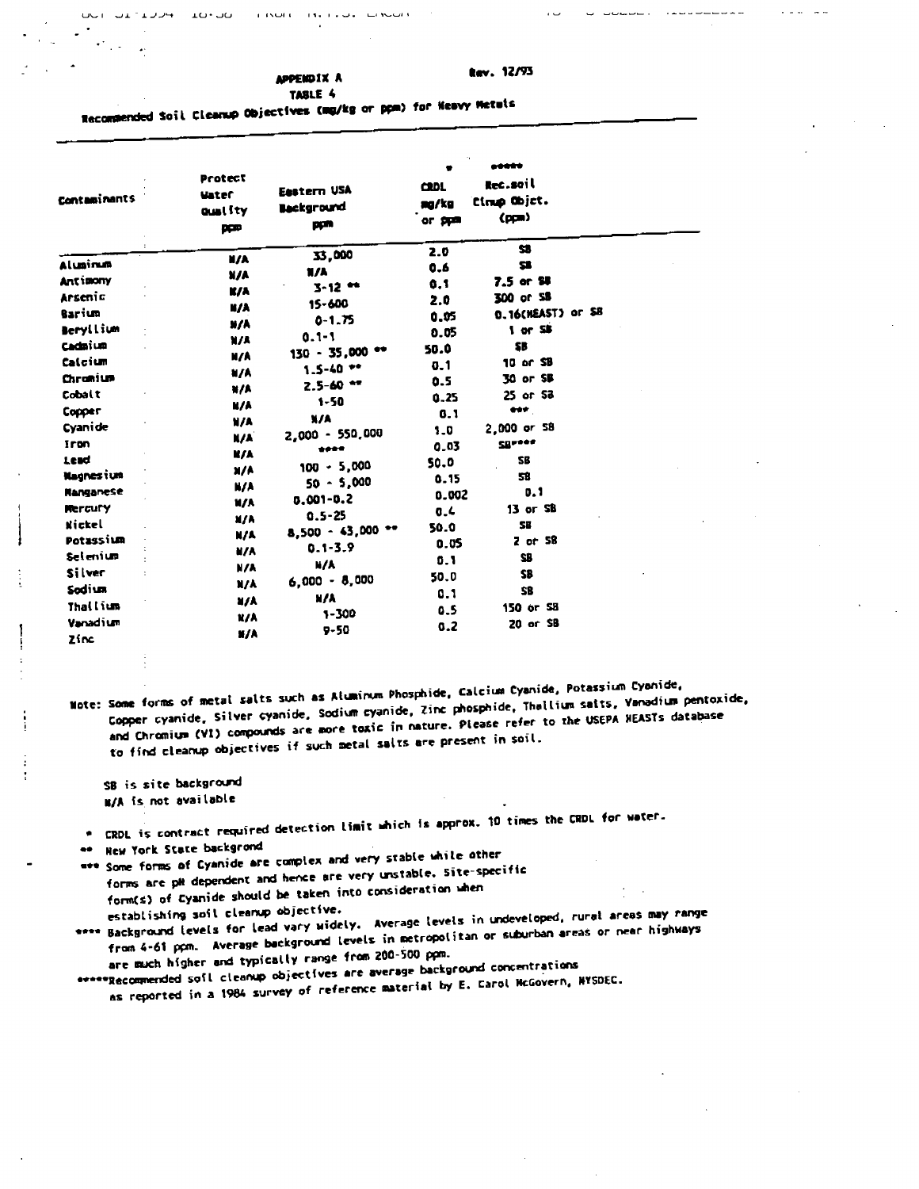Rev. 12/93

APPENDIX A

TABLE 4

Recommended Soil Cleanup Objectives (mg/kg or ppm) for Heavy Metals

| Contaminants | Protect Water Quality ppm | Eastern USA Background ppm | * CRDL mg/kg or ppm | ***** Rec.soil Clnup Objct. (ppm) |
|---|---|---|---|---|
| Aluminum | N/A | 33,000 | 2.0 | SB |
| Antimony | N/A | N/A | 0.6 | SB |
| Arsenic | N/A | 3-12 ** | 0.1 | 7.5 or SB |
| Barium | N/A | 15-600 | 2.0 | 300 or SB |
| Beryllium | N/A | 0-1.75 | 0.05 | 0.16(HEAST) or SB |
| Cadmium | N/A | 0.1-1 | 0.05 | 1 or SB |
| Calcium | N/A | 130 - 35,000 ** | 50.0 | SB |
| Chromium | N/A | 1.5-40 ** | 0.1 | 10 or SB |
| Cobalt | N/A | 2.5-60 ** | 0.5 | 30 or SB |
| Copper | N/A | 1-50 | 0.25 | 25 or SB |
| Cyanide | N/A | N/A | 0.1 | *** |
| Iron | N/A | 2,000 - 550,000 | 1.0 | 2,000 or SB |
| Lead | N/A | **** | 0.03 | SB**** |
| Magnesium | N/A | 100 - 5,000 | 50.0 | SB |
| Manganese | N/A | 50 - 5,000 | 0.15 | SB |
| Mercury | N/A | 0.001-0.2 | 0.002 | 0.1 |
| Nickel | N/A | 0.5-25 | 0.4 | 13 or SB |
| Potassium | N/A | 8,500 - 43,000 ** | 50.0 | SB |
| Selenium | N/A | 0.1-3.9 | 0.05 | 2 or SB |
| Silver | N/A | N/A | 0.1 | SB |
| Sodium | N/A | 6,000 - 8,000 | 50.0 | SB |
| Thallium | N/A | N/A | 0.1 | SB |
| Vanadium | N/A | 1-300 | 0.5 | 150 or SB |
| Zinc | N/A | 9-50 | 0.2 | 20 or SB |

Note: Some forms of metal salts such as Aluminum Phosphide, Calcium Cyanide, Potassium Cyanide, Copper cyanide, Silver cyanide, Sodium cyanide, Zinc phosphide, Thallium salts, Vanadium pentoxide, and Chromium (VI) compounds are more toxic in nature. Please refer to the USEPA HEASTs database to find cleanup objectives if such metal salts are present in soil.

SB is site background

N/A is not available

\* CRDL is contract required detection limit which is approx. 10 times the CRDL for water.

\** New York State backgrond

\*** Some forms of Cyanide are complex and very stable while other forms are pH dependent and hence are very unstable. Site-specific form(s) of Cyanide should be taken into consideration when establishing soil cleanup objective.

\**** Background levels for lead vary widely. Average levels in undeveloped, rural areas may range from 4-61 ppm. Average background levels in metropolitan or suburban areas or near highways are much higher and typically range from 200-500 ppm.

\*****Recommended soil cleanup objectives are average background concentrations as reported in a 1984 survey of reference material by E. Carol McGovern, NYSDEC.